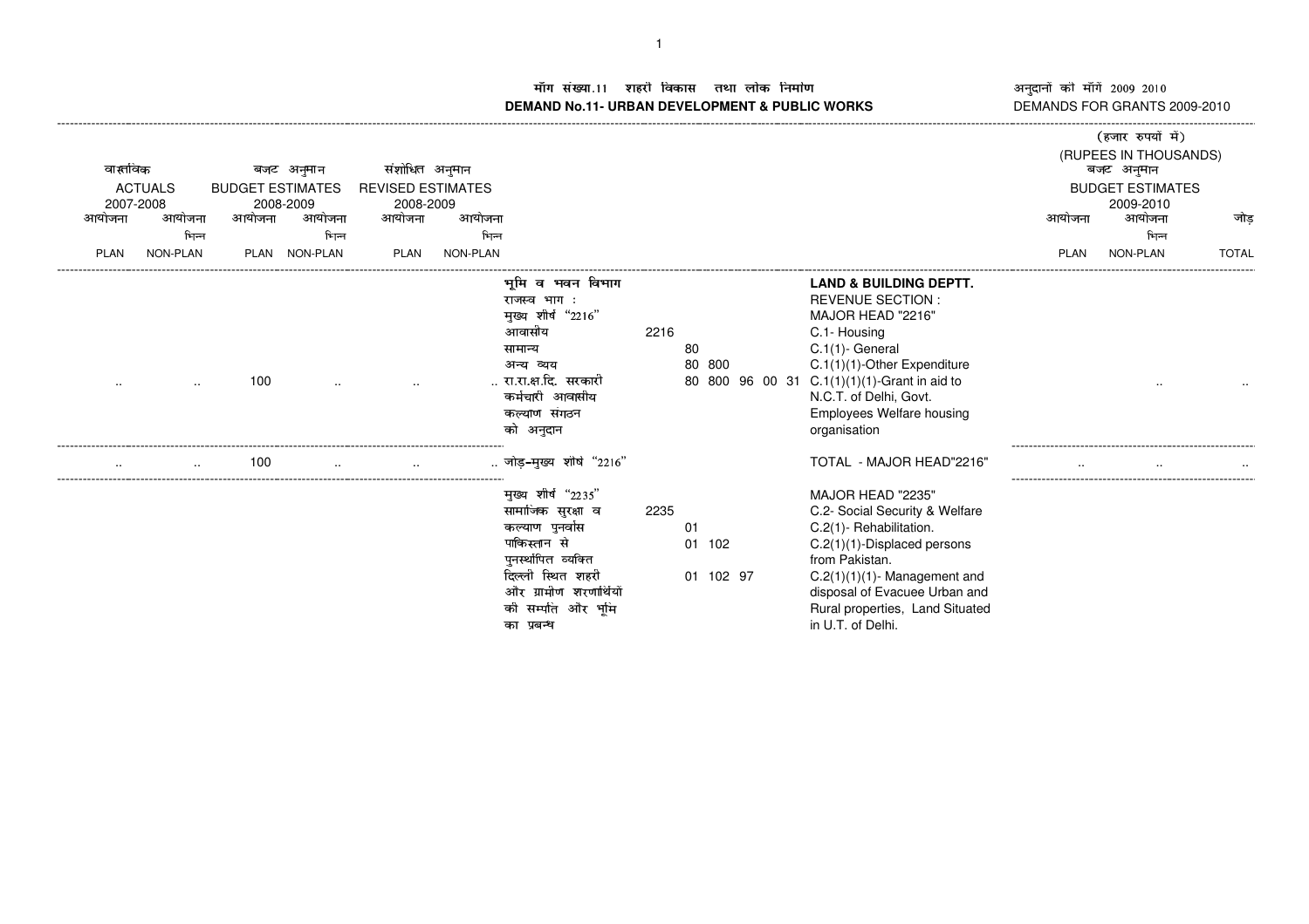# माँग संख्या.11 शहरी विकास तथा लोक निर्माण
# DEMAND No.11- URBAN DEVELOPMENT & PUBLIC WORKS

अनुदानों की माँगें 2009 2010
DEMANDS FOR GRANTS 2009-2010

(हजार रुपयों में)
(RUPEES IN THOUSANDS)

| वास्तविक ACTUALS 2007-2008 | | बजट अनुमान BUDGET ESTIMATES 2008-2009 | | संशोधित अनुमान REVISED ESTIMATES 2008-2009 | | | | | बजट अनुमान BUDGET ESTIMATES 2009-2010 | | |
|---|---|---|---|---|---|---|---|---|---|---|---|
| आयोजना PLAN | आयोजना भिन्न NON-PLAN | आयोजना PLAN | आयोजना भिन्न NON-PLAN | आयोजना PLAN | आयोजना भिन्न NON-PLAN | | | | आयोजना PLAN | आयोजना भिन्न NON-PLAN | जोड़ TOTAL |
| | | | | | | भूमि व भवन विभाग | | **LAND & BUILDING DEPTT.** | | | |
| | | | | | | राजस्व भाग : | | REVENUE SECTION : | | | |
| | | | | | | मुख्य शीर्ष "2216" | | MAJOR HEAD "2216" | | | |
| | | | | | | आवासीय | 2216 | C.1- Housing | | | |
| | | | | | | सामान्य | 80 | C.1(1)- General | | | |
| | | | | | | अन्य व्यय | 80 800 | C.1(1)(1)-Other Expenditure | | | |
| .. | .. | 100 | .. | .. | .. | रा.रा.क्ष.दि. सरकारी कर्मचारी आवासीय कल्याण संगठन को अनुदान | 80 800 96 00 31 | C.1(1)(1)(1)-Grant in aid to N.C.T. of Delhi, Govt. Employees Welfare housing organisation | | .. | .. |
| .. | .. | 100 | .. | .. | .. | जोड़-मुख्य शीर्ष "2216" | | TOTAL - MAJOR HEAD"2216" | .. | .. | .. |
| | | | | | | मुख्य शीर्ष "2235" | | MAJOR HEAD "2235" | | | |
| | | | | | | सामाजिक सुरक्षा व | 2235 | C.2- Social Security & Welfare | | | |
| | | | | | | कल्याण पुनर्वास | 01 | C.2(1)- Rehabilitation. | | | |
| | | | | | | पाकिस्तान से पुनर्स्थापित व्यक्ति | 01 102 | C.2(1)(1)-Displaced persons from Pakistan. | | | |
| | | | | | | दिल्ली स्थित शहरी और ग्रामीण शरणार्थियों की सम्पत्ति और भूमि का प्रबन्ध | 01 102 97 | C.2(1)(1)(1)- Management and disposal of Evacuee Urban and Rural properties, Land Situated in U.T. of Delhi. | | | |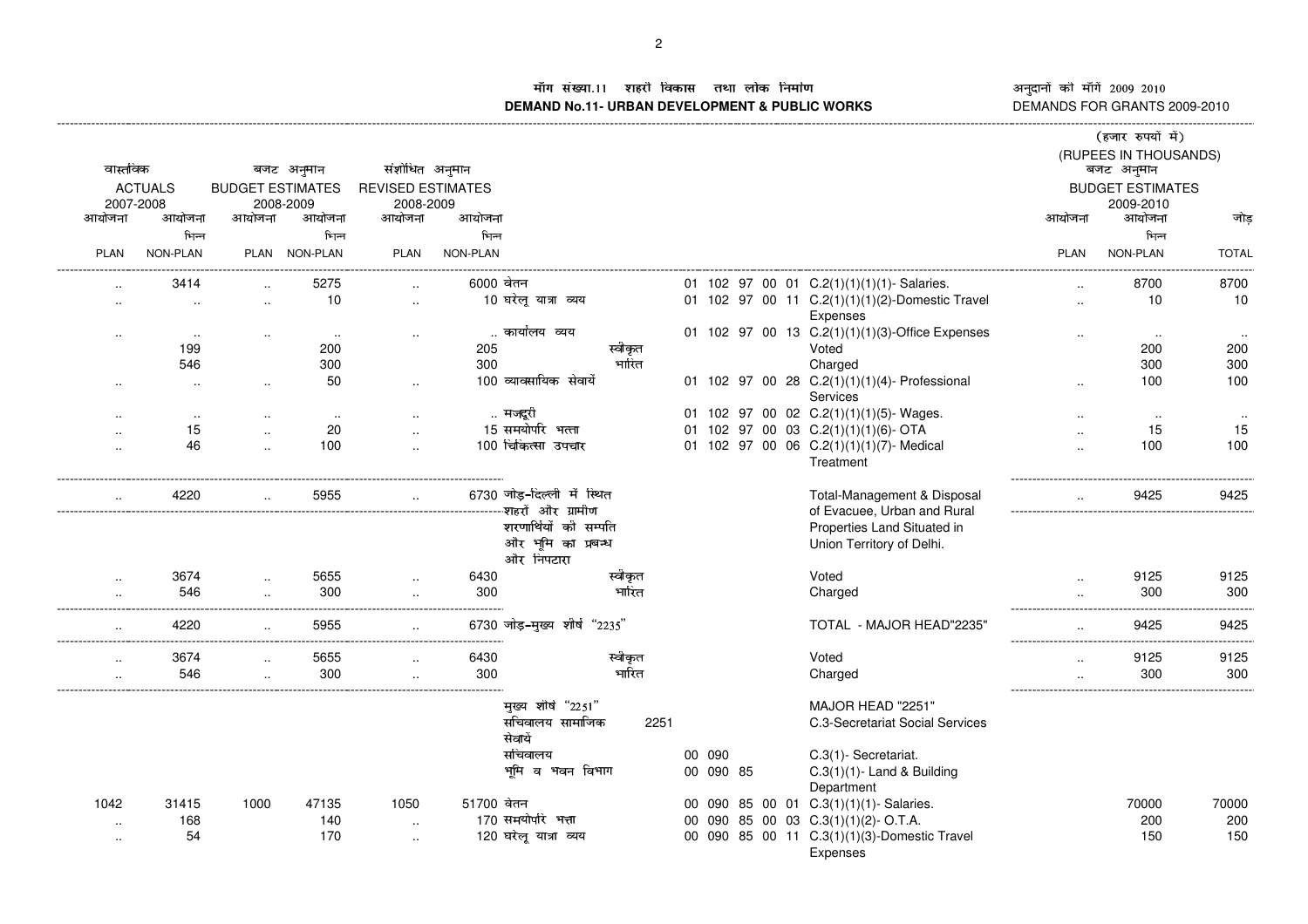मॉंग संख्या.11 शहरी विकास तथा लोक निर्माण
**DEMAND No.11- URBAN DEVELOPMENT & PUBLIC WORKS**

अनुदानों की मॉंगें 2009 2010
DEMANDS FOR GRANTS 2009-2010

(हजार रुपयों में)
(RUPEES IN THOUSANDS)

| वास्तविक ACTUALS 2007-2008 | | बजट अनुमान BUDGET ESTIMATES 2008-2009 | | संशोधित अनुमान REVISED ESTIMATES 2008-2009 | | | | | बजट अनुमान BUDGET ESTIMATES 2009-2010 | | |
|---|---|---|---|---|---|---|---|---|---|---|---|
| आयोजना PLAN | आयोजना भिन्न NON-PLAN | आयोजना PLAN | आयोजना भिन्न NON-PLAN | आयोजना PLAN | आयोजना भिन्न NON-PLAN | | | | आयोजना PLAN | आयोजना भिन्न NON-PLAN | जोड़ TOTAL |
| .. | 3414 | .. | 5275 | .. | 6000 | वेतन | 01 102 97 00 01 | C.2(1)(1)(1)(1)- Salaries. | .. | 8700 | 8700 |
| .. | .. | .. | 10 | .. | 10 | घरेलू यात्रा व्यय | 01 102 97 00 11 | C.2(1)(1)(1)(2)-Domestic Travel Expenses | .. | 10 | 10 |
| .. | .. | .. | .. | .. | .. | कार्यालय व्यय | 01 102 97 00 13 | C.2(1)(1)(1)(3)-Office Expenses | .. | .. | .. |
| | 199 | | 200 | | 205 | स्वीकृत | | Voted | | 200 | 200 |
| | 546 | | 300 | | 300 | भारित | | Charged | | 300 | 300 |
| .. | .. | .. | 50 | .. | 100 | व्यावसायिक सेवायें | 01 102 97 00 28 | C.2(1)(1)(1)(4)- Professional Services | .. | 100 | 100 |
| .. | .. | .. | .. | .. | .. | मजदूरी | 01 102 97 00 02 | C.2(1)(1)(1)(5)- Wages. | .. | .. | .. |
| .. | 15 | .. | 20 | .. | 15 | समयोपरि भत्ता | 01 102 97 00 03 | C.2(1)(1)(1)(6)- OTA | .. | 15 | 15 |
| .. | 46 | .. | 100 | .. | 100 | चिकित्सा उपचार | 01 102 97 00 06 | C.2(1)(1)(1)(7)- Medical Treatment | .. | 100 | 100 |
| .. | 4220 | .. | 5955 | .. | 6730 | जोड़-दिल्ली में स्थित शहरों और ग्रामीण शरणार्थियों की सम्पति और भूमि का प्रबन्ध और निपटारा | | Total-Management & Disposal of Evacuee, Urban and Rural Properties Land Situated in Union Territory of Delhi. | .. | 9425 | 9425 |
| .. | 3674 | .. | 5655 | .. | 6430 | स्वीकृत | | Voted | .. | 9125 | 9125 |
| .. | 546 | .. | 300 | .. | 300 | भारित | | Charged | .. | 300 | 300 |
| .. | 4220 | .. | 5955 | .. | 6730 | जोड़-मुख्य शीर्ष "2235" | | TOTAL - MAJOR HEAD"2235" | .. | 9425 | 9425 |
| .. | 3674 | .. | 5655 | .. | 6430 | स्वीकृत | | Voted | .. | 9125 | 9125 |
| .. | 546 | .. | 300 | .. | 300 | भारित | | Charged | .. | 300 | 300 |
| | | | | | | मुख्य शीर्ष "2251" | | MAJOR HEAD "2251" | | | |
| | | | | | | सचिवालय सामाजिक सेवायें | 2251 | C.3-Secretariat Social Services | | | |
| | | | | | | सचिवालय | 00 090 | C.3(1)- Secretariat. | | | |
| | | | | | | भूमि व भवन विभाग | 00 090 85 | C.3(1)(1)- Land & Building Department | | | |
| 1042 | 31415 | 1000 | 47135 | 1050 | 51700 | वेतन | 00 090 85 00 01 | C.3(1)(1)(1)- Salaries. | | 70000 | 70000 |
| .. | 168 | | 140 | .. | 170 | समयोपरि भत्ता | 00 090 85 00 03 | C.3(1)(1)(2)- O.T.A. | | 200 | 200 |
| .. | 54 | | 170 | .. | 120 | घरेलू यात्रा व्यय | 00 090 85 00 11 | C.3(1)(1)(3)-Domestic Travel Expenses | | 150 | 150 |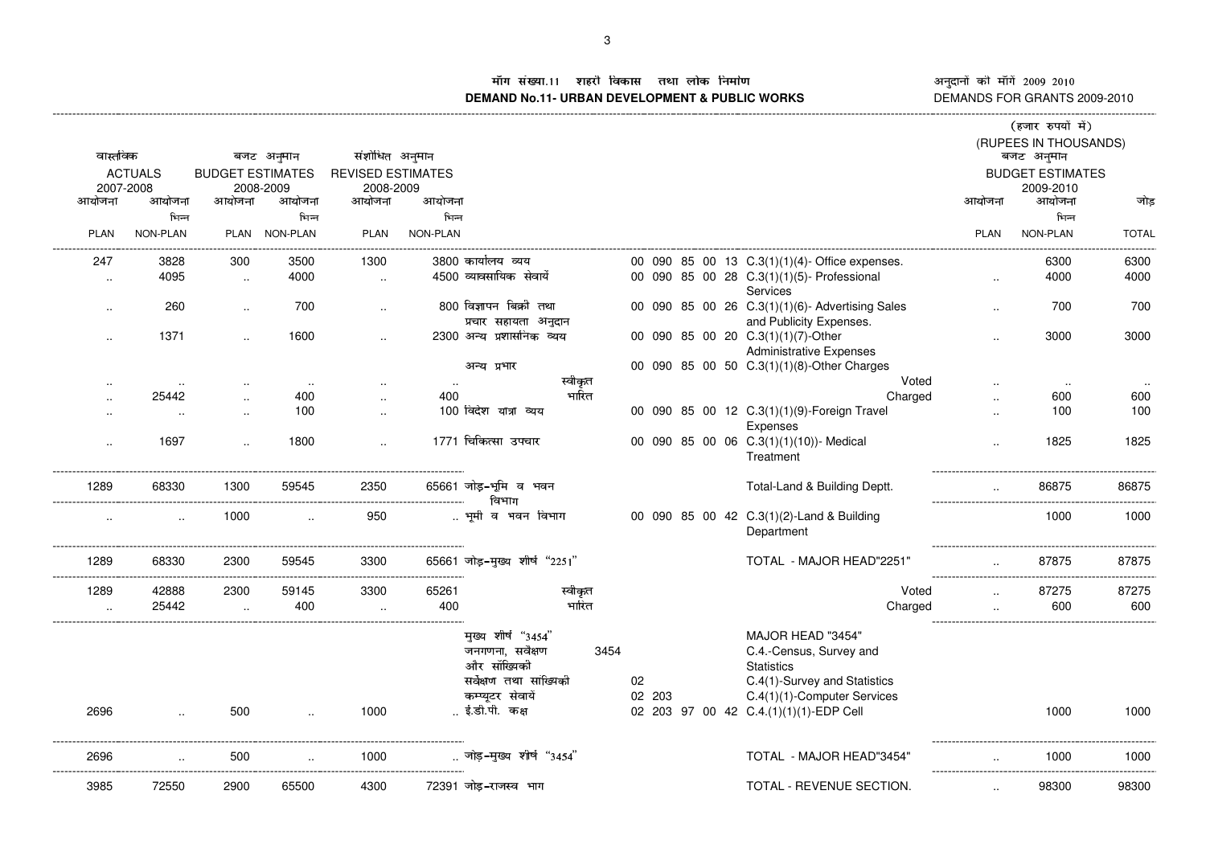# माँग संख्या.11 शहरी विकास तथा लोक निर्माण
## DEMAND No.11- URBAN DEVELOPMENT & PUBLIC WORKS

अनुदानों की माँगें 2009 2010
DEMANDS FOR GRANTS 2009-2010

(हजार रुपयों में)
(RUPEES IN THOUSANDS)

| वास्तविक ACTUALS 2007-2008 | | बजट अनुमान BUDGET ESTIMATES 2008-2009 | | संशोधित अनुमान REVISED ESTIMATES 2008-2009 | | | | | बजट अनुमान BUDGET ESTIMATES 2009-2010 | | |
|---|---|---|---|---|---|---|---|---|---|---|---|
| आयोजना PLAN | आयोजना भिन्न NON-PLAN | आयोजना PLAN | आयोजना भिन्न NON-PLAN | आयोजना PLAN | आयोजना भिन्न NON-PLAN | | | | आयोजना PLAN | आयोजना भिन्न NON-PLAN | जोड़ TOTAL |
| 247 | 3828 | 300 | 3500 | 1300 | 3800 | कार्यालय व्यय | 00 090 85 00 13 | C.3(1)(1)(4)- Office expenses. | | 6300 | 6300 |
| .. | 4095 | .. | 4000 | .. | 4500 | व्यावसायिक सेवायें | 00 090 85 00 28 | C.3(1)(1)(5)- Professional Services | .. | 4000 | 4000 |
| .. | 260 | .. | 700 | .. | 800 | विज्ञापन बिक्री तथा प्रचार सहायता अनुदान | 00 090 85 00 26 | C.3(1)(1)(6)- Advertising Sales and Publicity Expenses. | .. | 700 | 700 |
| .. | 1371 | .. | 1600 | .. | 2300 | अन्य प्रशासनिक व्यय | 00 090 85 00 20 | C.3(1)(1)(7)-Other Administrative Expenses | .. | 3000 | 3000 |
| | | | | | | अन्य प्रभार | 00 090 85 00 50 | C.3(1)(1)(8)-Other Charges | | | |
| .. | .. | .. | .. | .. | .. | स्वीकृत | | Voted | .. | .. | .. |
| .. | 25442 | .. | 400 | .. | 400 | भारित | | Charged | .. | 600 | 600 |
| .. | .. | .. | 100 | .. | 100 | विदेश यात्रा व्यय | 00 090 85 00 12 | C.3(1)(1)(9)-Foreign Travel Expenses | .. | 100 | 100 |
| .. | 1697 | .. | 1800 | .. | 1771 | चिकित्सा उपचार | 00 090 85 00 06 | C.3(1)(1)(10))- Medical Treatment | .. | 1825 | 1825 |
| 1289 | 68330 | 1300 | 59545 | 2350 | 65661 | जोड़-भूमि व भवन विभाग | | Total-Land & Building Deptt. | .. | 86875 | 86875 |
| .. | .. | 1000 | .. | 950 | .. | भूमी व भवन विभाग | 00 090 85 00 42 | C.3(1)(2)-Land & Building Department | | 1000 | 1000 |
| 1289 | 68330 | 2300 | 59545 | 3300 | 65661 | जोड़-मुख्य शीर्ष "2251" | | TOTAL - MAJOR HEAD"2251" | .. | 87875 | 87875 |
| 1289 | 42888 | 2300 | 59145 | 3300 | 65261 | स्वीकृत | | Voted | .. | 87275 | 87275 |
| .. | 25442 | .. | 400 | .. | 400 | भारित | | Charged | .. | 600 | 600 |
| | | | | | | मुख्य शीर्ष "3454" | | MAJOR HEAD "3454" | | | |
| | | | | | | जनगणना, सर्वेक्षण और सॉख्यिकी | 3454 | C.4.-Census, Survey and Statistics | | | |
| | | | | | | सर्वेक्षण तथा सांख्यिकी | 02 | C.4(1)-Survey and Statistics | | | |
| | | | | | | कम्प्यूटर सेवायें | 02 203 | C.4(1)(1)-Computer Services | | | |
| 2696 | .. | 500 | .. | 1000 | .. | ई.डी.पी. कक्ष | 02 203 97 00 42 | C.4.(1)(1)(1)-EDP Cell | | 1000 | 1000 |
| 2696 | .. | 500 | .. | 1000 | .. | जोड़-मुख्य शीर्ष "3454" | | TOTAL - MAJOR HEAD"3454" | .. | 1000 | 1000 |
| 3985 | 72550 | 2900 | 65500 | 4300 | 72391 | जोड़-राजस्व भाग | | TOTAL - REVENUE SECTION. | .. | 98300 | 98300 |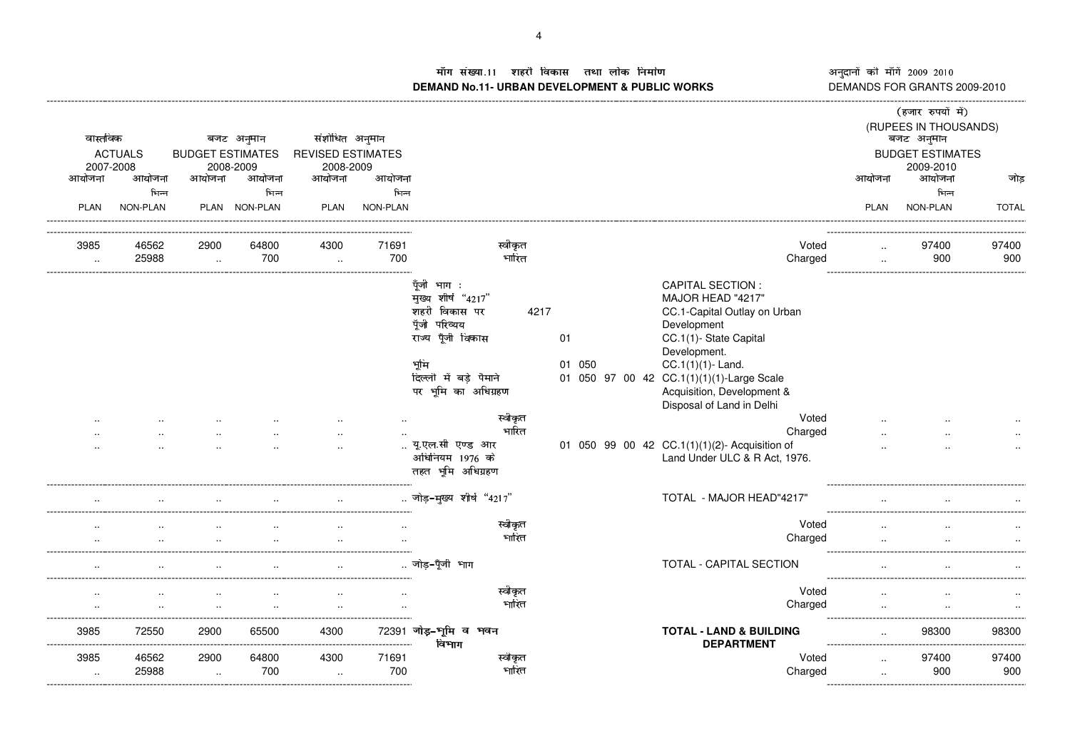मॉग संख्या.11 शहरी विकास तथा लोक निमाण

**DEMAND No.11- URBAN DEVELOPMENT & PUBLIC WORKS**

अनुदानों की मॉगें 2009 2010

DEMANDS FOR GRANTS 2009-2010

(हजार रुपयों में)
(RUPEES IN THOUSANDS)

| वास्तविक ACTUALS 2007-2008 | | बजट अनुमान BUDGET ESTIMATES 2008-2009 | | संशोधित अनुमान REVISED ESTIMATES 2008-2009 | | | | | | बजट अनुमान BUDGET ESTIMATES 2009-2010 | | |
|---|---|---|---|---|---|---|---|---|---|---|---|---|
| आयोजना PLAN | आयोजना भिन्न NON-PLAN | आयोजना PLAN | आयोजना भिन्न NON-PLAN | आयोजना PLAN | आयोजना भिन्न NON-PLAN | | | | | आयोजना PLAN | आयोजना भिन्न NON-PLAN | जोड़ TOTAL |
| 3985 | 46562 | 2900 | 64800 | 4300 | 71691 | स्वीकृत | | | Voted | .. | 97400 | 97400 |
| .. | 25988 | .. | 700 | .. | 700 | भारित | | | Charged | .. | 900 | 900 |
| | | | | | | पूँजी भाग : | | | CAPITAL SECTION : | | | |
| | | | | | | मुख्य शीर्ष "4217" | | | MAJOR HEAD "4217" | | | |
| | | | | | | शहरी विकास पर पूँजी परिव्यय | 4217 | | CC.1-Capital Outlay on Urban Development | | | |
| | | | | | | राज्य पूँजी विकास | | 01 | CC.1(1)- State Capital Development. | | | |
| | | | | | | भूमि | | 01 050 | CC.1(1)(1)- Land. | | | |
| | | | | | | दिल्ली में बड़े पैमाने पर भूमि का अधिग्रहण | | 01 050 97 00 42 | CC.1(1)(1)(1)-Large Scale Acquisition, Development & Disposal of Land in Delhi | | | |
| .. | .. | .. | .. | .. | .. | स्वीकृत | | | Voted | .. | .. | .. |
| .. | .. | .. | .. | .. | .. | भारित | | | Charged | .. | .. | .. |
| .. | .. | .. | .. | .. | .. | यू.एल.सी एण्ड आर अधिनियम 1976 के तहत भूमि अधिग्रहण | | 01 050 99 00 42 | CC.1(1)(1)(2)- Acquisition of Land Under ULC & R Act, 1976. | .. | .. | .. |
| .. | .. | .. | .. | .. | .. | जोड़-मुख्य शीर्ष "4217" | | | TOTAL - MAJOR HEAD"4217" | .. | .. | .. |
| .. | .. | .. | .. | .. | .. | स्वीकृत | | | Voted | .. | .. | .. |
| .. | .. | .. | .. | .. | .. | भारित | | | Charged | .. | .. | .. |
| .. | .. | .. | .. | .. | .. | जोड़-पूँजी भाग | | | TOTAL - CAPITAL SECTION | .. | .. | .. |
| .. | .. | .. | .. | .. | .. | स्वीकृत | | | Voted | .. | .. | .. |
| .. | .. | .. | .. | .. | .. | भारित | | | Charged | .. | .. | .. |
| 3985 | 72550 | 2900 | 65500 | 4300 | 72391 | **जोड़-भूमि व भवन विभाग** | | | **TOTAL - LAND & BUILDING DEPARTMENT** | .. | 98300 | 98300 |
| 3985 | 46562 | 2900 | 64800 | 4300 | 71691 | स्वीकृत | | | Voted | .. | 97400 | 97400 |
| .. | 25988 | .. | 700 | .. | 700 | भारित | | | Charged | .. | 900 | 900 |